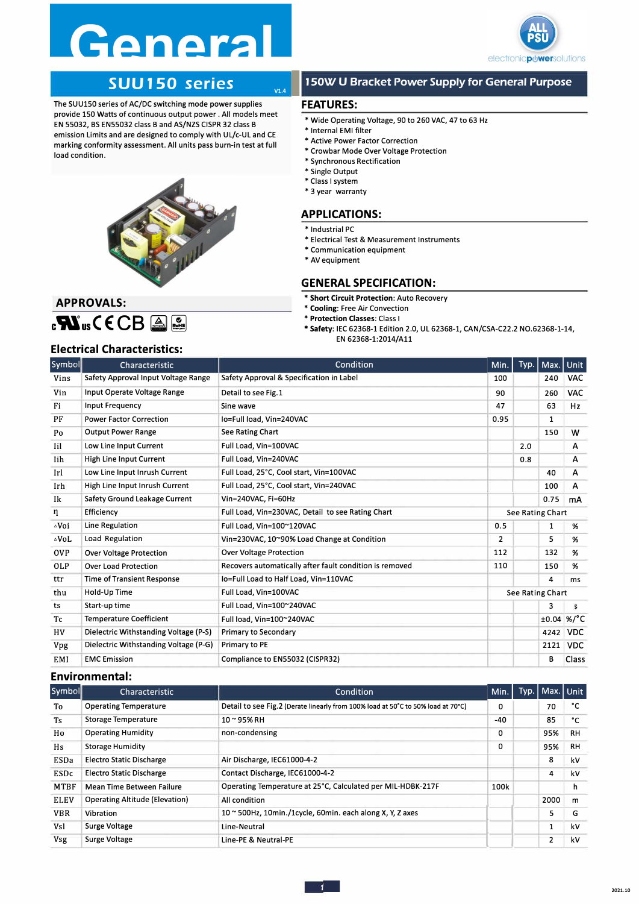# General

## SUU150 series

V1.4

## 150W U Bracket Power Supply for General Purpose

The SUU150 series of AC/DC switching mode power supplies provide 150 Watts of continuous output power . All models meet EN 55032, BS EN55032 class B and AS/NZS CISPR 32 class B emission Limits and are designed to comply with UL/c-UL and CE marking conformity assessment. All units pass burn-in test at full load condition.

## FEATURES:

* Wide Operating Voltage, 90 to 260 VAC, 47 to 63 Hz
* Internal EMI filter
* Active Power Factor Correction
* Crowbar Mode Over Voltage Protection
* Synchronous Rectification
* Single Output
* Class I system
* 3 year warranty

## APPLICATIONS:

* Industrial PC
* Electrical Test & Measurement Instruments
* Communication equipment
* AV equipment

## APPROVALS:

## GENERAL SPECIFICATION:

* **Short Circuit Protection**: Auto Recovery
* **Cooling**: Free Air Convection
* **Protection Classes**: Class I
* **Safety**: IEC 62368-1 Edition 2.0, UL 62368-1, CAN/CSA-C22.2 NO.62368-1-14, EN 62368-1:2014/A11

## Electrical Characteristics:

| Symbol | Characteristic | Condition | Min. | Typ. | Max. | Unit |
|---|---|---|---|---|---|---|
| Vins | Safety Approval Input Voltage Range | Safety Approval & Specification in Label | 100 | | 240 | VAC |
| Vin | Input Operate Voltage Range | Detail to see Fig.1 | 90 | | 260 | VAC |
| Fi | Input Frequency | Sine wave | 47 | | 63 | Hz |
| PF | Power Factor Correction | Io=Full load, Vin=240VAC | 0.95 | | 1 | |
| Po | Output Power Range | See Rating Chart | | | 150 | W |
| Iil | Low Line Input Current | Full Load, Vin=100VAC | | 2.0 | | A |
| Iih | High Line Input Current | Full Load, Vin=240VAC | | 0.8 | | A |
| Irl | Low Line Input Inrush Current | Full Load, 25°C, Cool start, Vin=100VAC | | | 40 | A |
| Irh | High Line Input Inrush Current | Full Load, 25°C, Cool start, Vin=240VAC | | | 100 | A |
| Ik | Safety Ground Leakage Current | Vin=240VAC, Fi=60Hz | | | 0.75 | mA |
| η | Efficiency | Full Load, Vin=230VAC, Detail to see Rating Chart | See Rating Chart | | | |
| ΔVoi | Line Regulation | Full Load, Vin=100~120VAC | 0.5 | | 1 | % |
| ΔVoL | Load Regulation | Vin=230VAC, 10~90% Load Change at Condition | 2 | | 5 | % |
| OVP | Over Voltage Protection | Over Voltage Protection | 112 | | 132 | % |
| OLP | Over Load Protection | Recovers automatically after fault condition is removed | 110 | | 150 | % |
| ttr | Time of Transient Response | Io=Full Load to Half Load, Vin=110VAC | | | 4 | ms |
| thu | Hold-Up Time | Full Load, Vin=100VAC | See Rating Chart | | | |
| ts | Start-up time | Full Load, Vin=100~240VAC | | | 3 | s |
| Tc | Temperature Coefficient | Full load, Vin=100~240VAC | | | ±0.04 | %/°C |
| HV | Dielectric Withstanding Voltage (P-S) | Primary to Secondary | | | 4242 | VDC |
| Vpg | Dielectric Withstanding Voltage (P-G) | Primary to PE | | | 2121 | VDC |
| EMI | EMC Emission | Compliance to EN55032 (CISPR32) | | | B | Class |

## Environmental:

| Symbol | Characteristic | Condition | Min. | Typ. | Max. | Unit |
|---|---|---|---|---|---|---|
| To | Operating Temperature | Detail to see Fig.2 (Derate linearly from 100% load at 50°C to 50% load at 70°C) | 0 | | 70 | °C |
| Ts | Storage Temperature | 10 ~ 95% RH | -40 | | 85 | °C |
| Ho | Operating Humidity | non-condensing | 0 | | 95% | RH |
| Hs | Storage Humidity | | 0 | | 95% | RH |
| ESDa | Electro Static Discharge | Air Discharge, IEC61000-4-2 | | | 8 | kV |
| ESDc | Electro Static Discharge | Contact Discharge, IEC61000-4-2 | | | 4 | kV |
| MTBF | Mean Time Between Failure | Operating Temperature at 25°C, Calculated per MIL-HDBK-217F | 100k | | | h |
| ELEV | Operating Altitude (Elevation) | All condition | | | 2000 | m |
| VBR | Vibration | 10 ~ 500Hz, 10min./1cycle, 60min. each along X, Y, Z axes | | | 5 | G |
| Vsl | Surge Voltage | Line-Neutral | | | 1 | kV |
| Vsg | Surge Voltage | Line-PE & Neutral-PE | | | 2 | kV |

2021.10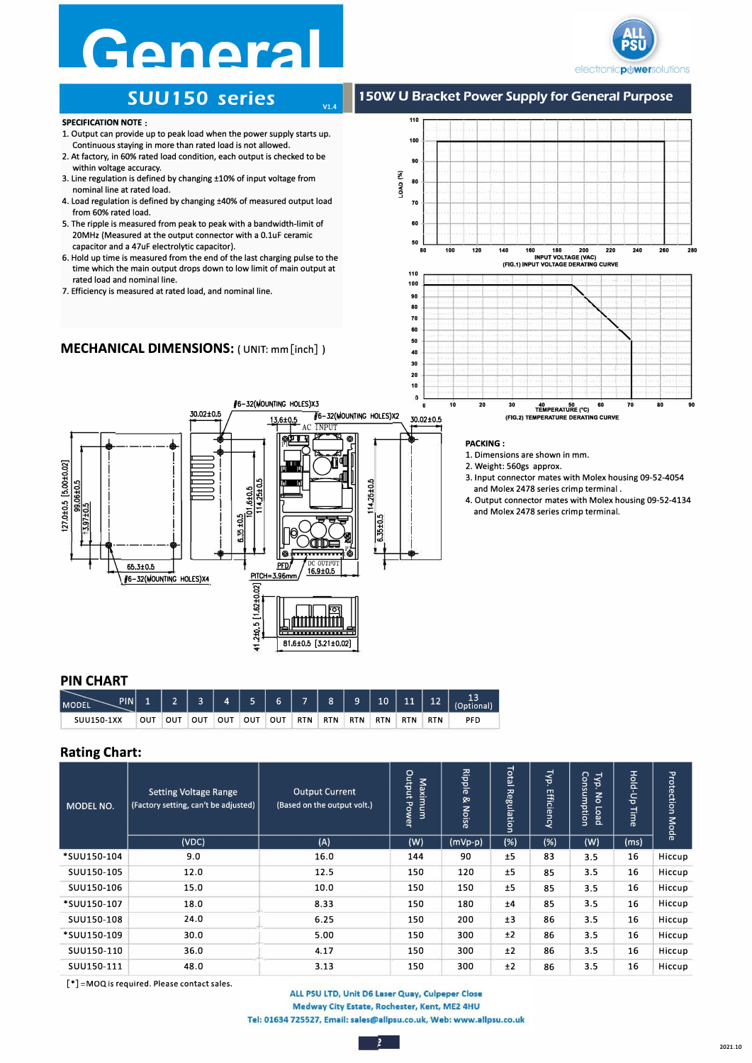# SUU150 series

V1.4

## 150W U Bracket Power Supply for General Purpose

**SPECIFICATION NOTE :**

1. Output can provide up to peak load when the power supply starts up. Continuous staying in more than rated load is not allowed.
2. At factory, in 60% rated load condition, each output is checked to be within voltage accuracy.
3. Line regulation is defined by changing ±10% of input voltage from nominal line at rated load.
4. Load regulation is defined by changing ±40% of measured output load from 60% rated load.
5. The ripple is measured from peak to peak with a bandwidth-limit of 20MHz (Measured at the output connector with a 0.1uF ceramic capacitor and a 47uF electrolytic capacitor).
6. Hold up time is measured from the end of the last charging pulse to the time which the main output drops down to low limit of main output at rated load and nominal line.
7. Efficiency is measured at rated load, and nominal line.

LOAD (%)
110
100
90
80
70
60
50
80 100 120 140 160 180 200 220 240 260 280
INPUT VOLTAGE (VAC)
(FIG.1) INPUT VOLTAGE DERATING CURVE

110
100
90
80
70
60
50
40
30
20
10
0
0 10 20 30 40 50 60 70 80 90
TEMPERATURE (°C)
(FIG.2) TEMPERATURE DERATING CURVE

## MECHANICAL DIMENSIONS: ( UNIT: mm [inch] )

ϕ6-32(MOUNTING HOLES)X3
ϕ6-32(MOUNTING HOLES)X2
ϕ6-32(MOUNTING HOLES)X4
30.02±0.5
13.6±0.5
30.02±0.5
AC INPUT
127.0±0.5 [5.00±0.02]
99.06±0.5
3.97±0.5
101.6±0.5
114.25±0.5
6.35±0.5
114.25±0.5
6.35±0.5
65.3±0.5
PFD
DC OUTPUT
16.9±0.5
PITCH=3.96mm
41.2±0.5 [1.62±0.02]
81.6±0.5 [3.21±0.02]

**PACKING :**

1. Dimensions are shown in mm.
2. Weight: 560gs approx.
3. Input connector mates with Molex housing 09-52-4054 and Molex 2478 series crimp terminal .
4. Output connector mates with Molex housing 09-52-4134 and Molex 2478 series crimp terminal.

## PIN CHART

| MODEL \ PIN | 1 | 2 | 3 | 4 | 5 | 6 | 7 | 8 | 9 | 10 | 11 | 12 | 13 (Optional) |
|---|---|---|---|---|---|---|---|---|---|---|---|---|---|
| SUU150-1XX | OUT | OUT | OUT | OUT | OUT | OUT | RTN | RTN | RTN | RTN | RTN | RTN | PFD |

## Rating Chart:

| MODEL NO. | Setting Voltage Range (Factory setting, can't be adjusted) | Output Current (Based on the output volt.) | Maximum Output Power | Ripple & Noise | Total Regulation | Typ. Efficiency | Typ. No Load Consumption | Hold-Up Time | Protection Mode |
|---|---|---|---|---|---|---|---|---|---|
| | (VDC) | (A) | (W) | (mVp-p) | (%) | (%) | (W) | (ms) | |
| *SUU150-104 | 9.0 | 16.0 | 144 | 90 | ±5 | 83 | 3.5 | 16 | Hiccup |
| SUU150-105 | 12.0 | 12.5 | 150 | 120 | ±5 | 85 | 3.5 | 16 | Hiccup |
| SUU150-106 | 15.0 | 10.0 | 150 | 150 | ±5 | 85 | 3.5 | 16 | Hiccup |
| *SUU150-107 | 18.0 | 8.33 | 150 | 180 | ±4 | 85 | 3.5 | 16 | Hiccup |
| SUU150-108 | 24.0 | 6.25 | 150 | 200 | ±3 | 86 | 3.5 | 16 | Hiccup |
| *SUU150-109 | 30.0 | 5.00 | 150 | 300 | ±2 | 86 | 3.5 | 16 | Hiccup |
| SUU150-110 | 36.0 | 4.17 | 150 | 300 | ±2 | 86 | 3.5 | 16 | Hiccup |
| SUU150-111 | 48.0 | 3.13 | 150 | 300 | ±2 | 86 | 3.5 | 16 | Hiccup |

[*]=MOQ is required. Please contact sales.

ALL PSU LTD, Unit D6 Laser Quay, Culpeper Close
Medway City Estate, Rochester, Kent, ME2 4HU
Tel: 01634 725527, Email: sales@allpsu.co.uk, Web: www.allpsu.co.uk

2021.10